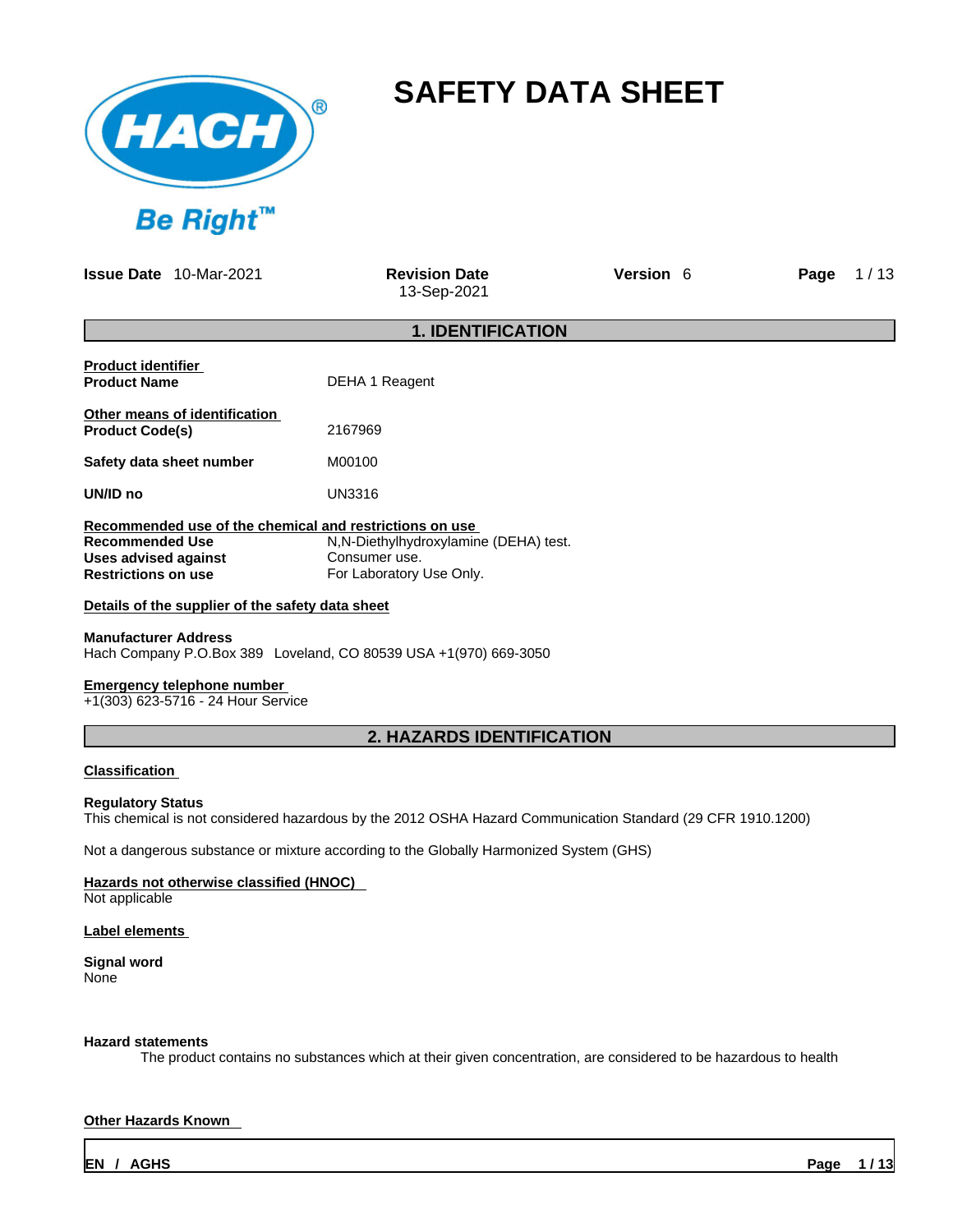# SAFETY DATA SHEET

**Issue Date** 10-Mar-2021 **Revision Date** 13-Sep-2021 **Version** 6

## 1. IDENTIFICATION

**Product identifier**

**Product Name** DEHA 1 Reagent

**Other means of identification**

**Product Code(s)** 2167969

**Safety data sheet number** M00100

**UN/ID no** UN3316

**Recommended use of the chemical and restrictions on use**

**Recommended Use** N,N-Diethylhydroxylamine (DEHA) test.
**Uses advised against** Consumer use.
**Restrictions on use** For Laboratory Use Only.

**Details of the supplier of the safety data sheet**

**Manufacturer Address**
Hach Company P.O.Box 389 Loveland, CO 80539 USA +1(970) 669-3050

**Emergency telephone number**
+1(303) 623-5716 - 24 Hour Service

## 2. HAZARDS IDENTIFICATION

**Classification**

**Regulatory Status**
This chemical is not considered hazardous by the 2012 OSHA Hazard Communication Standard (29 CFR 1910.1200)

Not a dangerous substance or mixture according to the Globally Harmonized System (GHS)

**Hazards not otherwise classified (HNOC)**
Not applicable

**Label elements**

**Signal word**
None

**Hazard statements**
The product contains no substances which at their given concentration, are considered to be hazardous to health

**Other Hazards Known**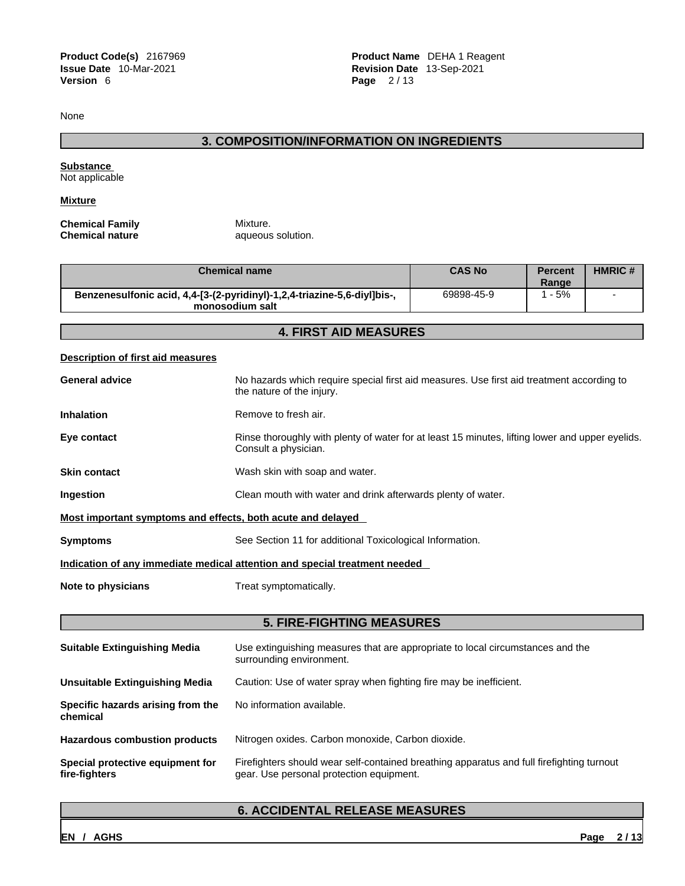None

## 3. COMPOSITION/INFORMATION ON INGREDIENTS

**Substance**
Not applicable

**Mixture**

**Chemical Family** Mixture.
**Chemical nature** aqueous solution.

| Chemical name | CAS No | Percent Range | HMRIC # |
|---|---|---|---|
| Benzenesulfonic acid, 4,4-[3-(2-pyridinyl)-1,2,4-triazine-5,6-diyl]bis-, monosodium salt | 69898-45-9 | 1 - 5% | - |

## 4. FIRST AID MEASURES

**Description of first aid measures**

**General advice** No hazards which require special first aid measures. Use first aid treatment according to the nature of the injury.

**Inhalation** Remove to fresh air.

**Eye contact** Rinse thoroughly with plenty of water for at least 15 minutes, lifting lower and upper eyelids. Consult a physician.

**Skin contact** Wash skin with soap and water.

**Ingestion** Clean mouth with water and drink afterwards plenty of water.

**Most important symptoms and effects, both acute and delayed**

**Symptoms** See Section 11 for additional Toxicological Information.

**Indication of any immediate medical attention and special treatment needed**

**Note to physicians** Treat symptomatically.

## 5. FIRE-FIGHTING MEASURES

**Suitable Extinguishing Media** Use extinguishing measures that are appropriate to local circumstances and the surrounding environment.

**Unsuitable Extinguishing Media** Caution: Use of water spray when fighting fire may be inefficient.

**Specific hazards arising from the chemical** No information available.

**Hazardous combustion products** Nitrogen oxides. Carbon monoxide, Carbon dioxide.

**Special protective equipment for fire-fighters** Firefighters should wear self-contained breathing apparatus and full firefighting turnout gear. Use personal protection equipment.

## 6. ACCIDENTAL RELEASE MEASURES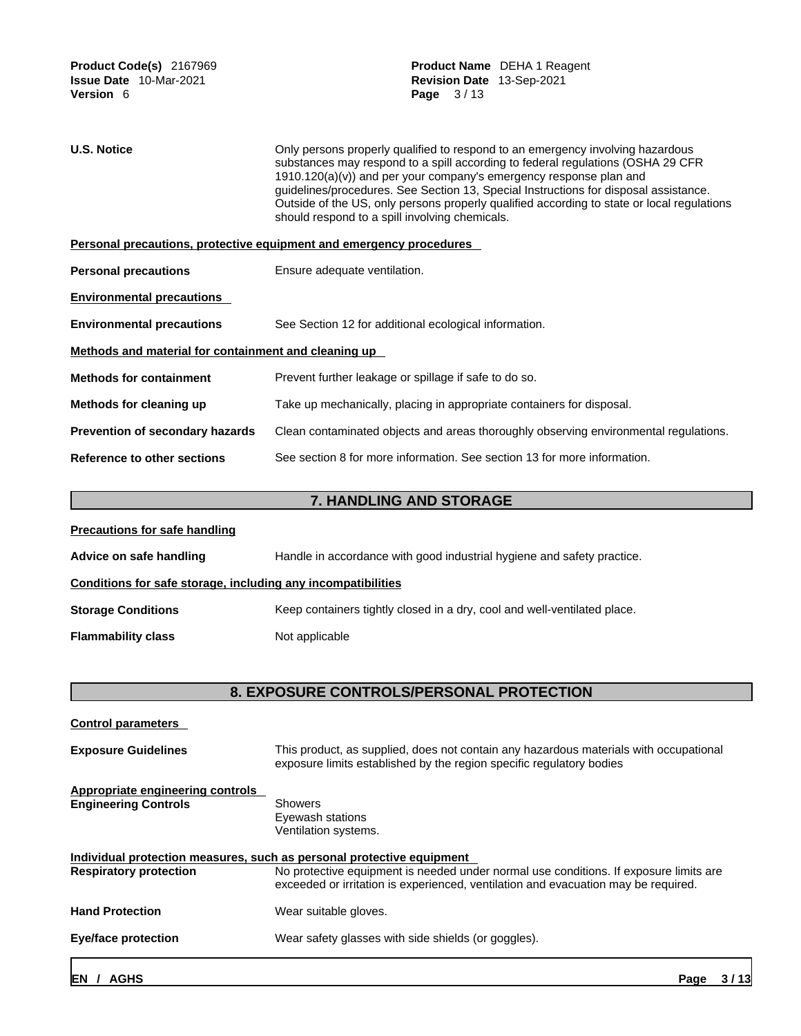**U.S. Notice** Only persons properly qualified to respond to an emergency involving hazardous substances may respond to a spill according to federal regulations (OSHA 29 CFR 1910.120(a)(v)) and per your company's emergency response plan and guidelines/procedures. See Section 13, Special Instructions for disposal assistance. Outside of the US, only persons properly qualified according to state or local regulations should respond to a spill involving chemicals.

**Personal precautions, protective equipment and emergency procedures**

**Personal precautions** Ensure adequate ventilation.

**Environmental precautions**

**Environmental precautions** See Section 12 for additional ecological information.

**Methods and material for containment and cleaning up**

**Methods for containment** Prevent further leakage or spillage if safe to do so.

**Methods for cleaning up** Take up mechanically, placing in appropriate containers for disposal.

**Prevention of secondary hazards** Clean contaminated objects and areas thoroughly observing environmental regulations.

**Reference to other sections** See section 8 for more information. See section 13 for more information.

## 7. HANDLING AND STORAGE

**Precautions for safe handling**

**Advice on safe handling** Handle in accordance with good industrial hygiene and safety practice.

**Conditions for safe storage, including any incompatibilities**

**Storage Conditions** Keep containers tightly closed in a dry, cool and well-ventilated place.

**Flammability class** Not applicable

## 8. EXPOSURE CONTROLS/PERSONAL PROTECTION

**Control parameters**

**Exposure Guidelines** This product, as supplied, does not contain any hazardous materials with occupational exposure limits established by the region specific regulatory bodies

**Appropriate engineering controls**

**Engineering Controls** Showers
Eyewash stations
Ventilation systems.

**Individual protection measures, such as personal protective equipment**

**Respiratory protection** No protective equipment is needed under normal use conditions. If exposure limits are exceeded or irritation is experienced, ventilation and evacuation may be required.

**Hand Protection** Wear suitable gloves.

**Eye/face protection** Wear safety glasses with side shields (or goggles).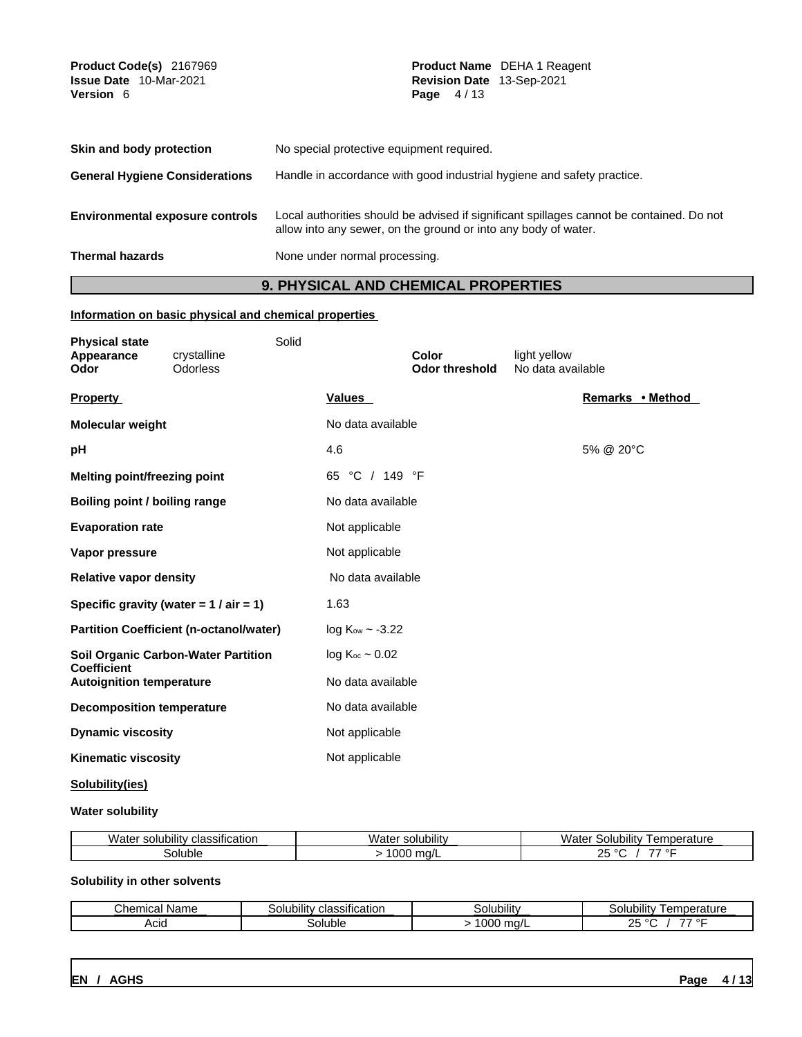**Skin and body protection** No special protective equipment required.

**General Hygiene Considerations** Handle in accordance with good industrial hygiene and safety practice.

**Environmental exposure controls** Local authorities should be advised if significant spillages cannot be contained. Do not allow into any sewer, on the ground or into any body of water.

**Thermal hazards** None under normal processing.

## 9. PHYSICAL AND CHEMICAL PROPERTIES

**Information on basic physical and chemical properties**

| | | | | |
|---|---|---|---|---|
| **Physical state** | | Solid | | |
| **Appearance** | crystalline | | **Color** | light yellow |
| **Odor** | Odorless | | **Odor threshold** | No data available |

| **Property** | **Values** | **Remarks • Method** |
|---|---|---|
| **Molecular weight** | No data available | |
| **pH** | 4.6 | 5% @ 20°C |
| **Melting point/freezing point** | 65 °C / 149 °F | |
| **Boiling point / boiling range** | No data available | |
| **Evaporation rate** | Not applicable | |
| **Vapor pressure** | Not applicable | |
| **Relative vapor density** | No data available | |
| **Specific gravity (water = 1 / air = 1)** | 1.63 | |
| **Partition Coefficient (n-octanol/water)** | $\log K_{ow} \sim -3.22$ | |
| **Soil Organic Carbon-Water Partition Coefficient** | $\log K_{oc} \sim 0.02$ | |
| **Autoignition temperature** | No data available | |
| **Decomposition temperature** | No data available | |
| **Dynamic viscosity** | Not applicable | |
| **Kinematic viscosity** | Not applicable | |

**Solubility(ies)**

**Water solubility**

| Water solubility classification | Water solubility | Water Solubility Temperature |
|---|---|---|
| Soluble | > 1000 mg/L | 25 °C / 77 °F |

**Solubility in other solvents**

| Chemical Name | Solubility classification | Solubility | Solubility Temperature |
|---|---|---|---|
| Acid | Soluble | > 1000 mg/L | 25 °C / 77 °F |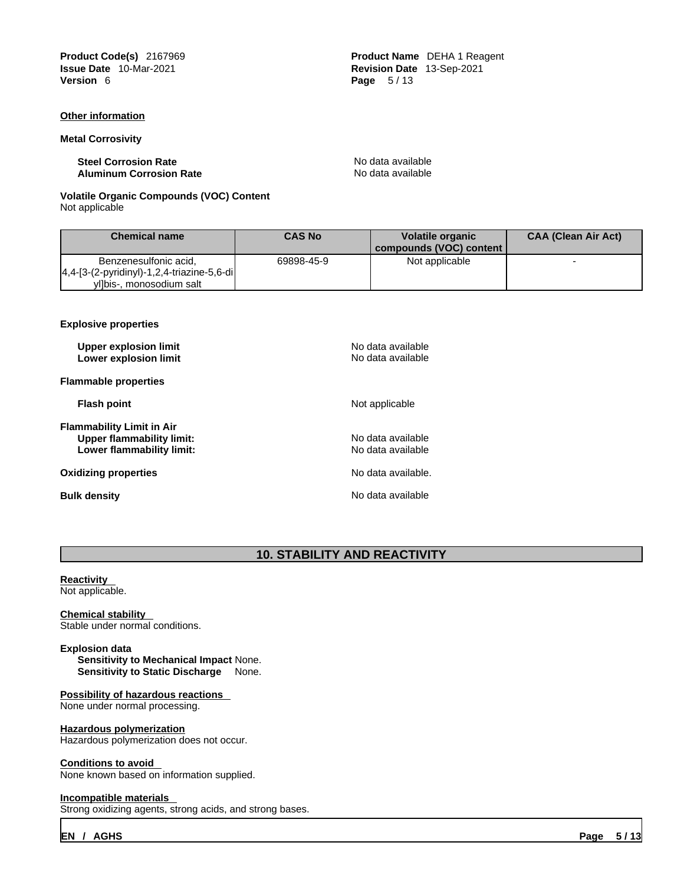**Other information**

**Metal Corrosivity**

**Steel Corrosion Rate** No data available
**Aluminum Corrosion Rate** No data available

**Volatile Organic Compounds (VOC) Content**
Not applicable

| Chemical name | CAS No | Volatile organic compounds (VOC) content | CAA (Clean Air Act) |
|---|---|---|---|
| Benzenesulfonic acid, 4,4-[3-(2-pyridinyl)-1,2,4-triazine-5,6-diyl]bis-, monosodium salt | 69898-45-9 | Not applicable | - |

**Explosive properties**

**Upper explosion limit** No data available
**Lower explosion limit** No data available

**Flammable properties**

**Flash point** Not applicable

**Flammability Limit in Air**
**Upper flammability limit:** No data available
**Lower flammability limit:** No data available

**Oxidizing properties** No data available.

**Bulk density** No data available

## 10. STABILITY AND REACTIVITY

**Reactivity**
Not applicable.

**Chemical stability**
Stable under normal conditions.

**Explosion data**
**Sensitivity to Mechanical Impact** None.
**Sensitivity to Static Discharge** None.

**Possibility of hazardous reactions**
None under normal processing.

**Hazardous polymerization**
Hazardous polymerization does not occur.

**Conditions to avoid**
None known based on information supplied.

**Incompatible materials**
Strong oxidizing agents, strong acids, and strong bases.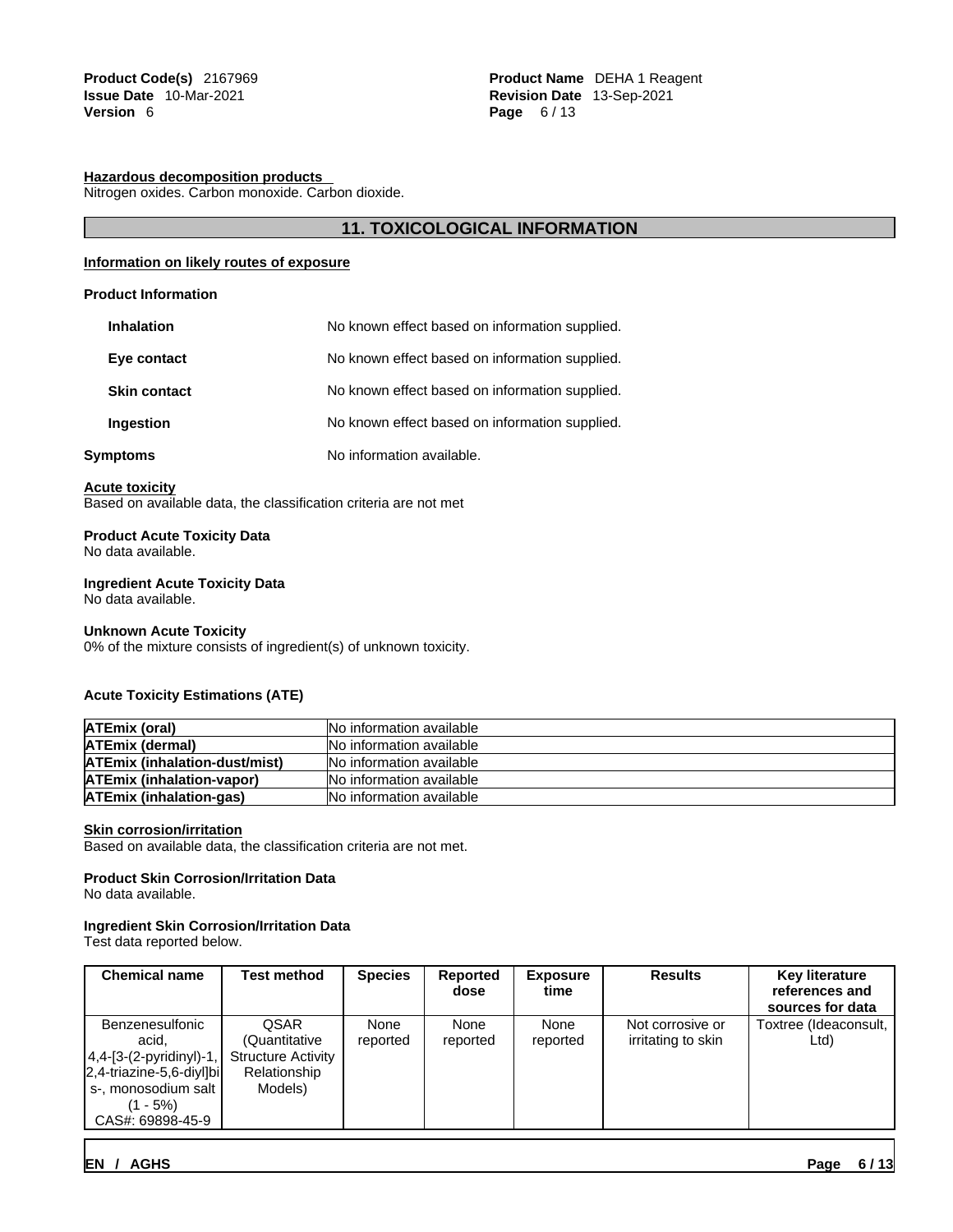#### Hazardous decomposition products

Nitrogen oxides. Carbon monoxide. Carbon dioxide.

## 11. TOXICOLOGICAL INFORMATION

### Information on likely routes of exposure

**Product Information**

| | |
|---|---|
| **Inhalation** | No known effect based on information supplied. |
| **Eye contact** | No known effect based on information supplied. |
| **Skin contact** | No known effect based on information supplied. |
| **Ingestion** | No known effect based on information supplied. |
| **Symptoms** | No information available. |

### Acute toxicity

Based on available data, the classification criteria are not met

**Product Acute Toxicity Data**

No data available.

**Ingredient Acute Toxicity Data**

No data available.

**Unknown Acute Toxicity**

0% of the mixture consists of ingredient(s) of unknown toxicity.

**Acute Toxicity Estimations (ATE)**

| | |
|---|---|
| **ATEmix (oral)** | No information available |
| **ATEmix (dermal)** | No information available |
| **ATEmix (inhalation-dust/mist)** | No information available |
| **ATEmix (inhalation-vapor)** | No information available |
| **ATEmix (inhalation-gas)** | No information available |

### Skin corrosion/irritation

Based on available data, the classification criteria are not met.

**Product Skin Corrosion/Irritation Data**

No data available.

**Ingredient Skin Corrosion/Irritation Data**

Test data reported below.

| Chemical name | Test method | Species | Reported dose | Exposure time | Results | Key literature references and sources for data |
|---|---|---|---|---|---|---|
| Benzenesulfonic acid, 4,4-[3-(2-pyridinyl)-1,2,4-triazine-5,6-diyl]bis-, monosodium salt (1 - 5%) CAS#: 69898-45-9 | QSAR (Quantitative Structure Activity Relationship Models) | None reported | None reported | None reported | Not corrosive or irritating to skin | Toxtree (Ideaconsult, Ltd) |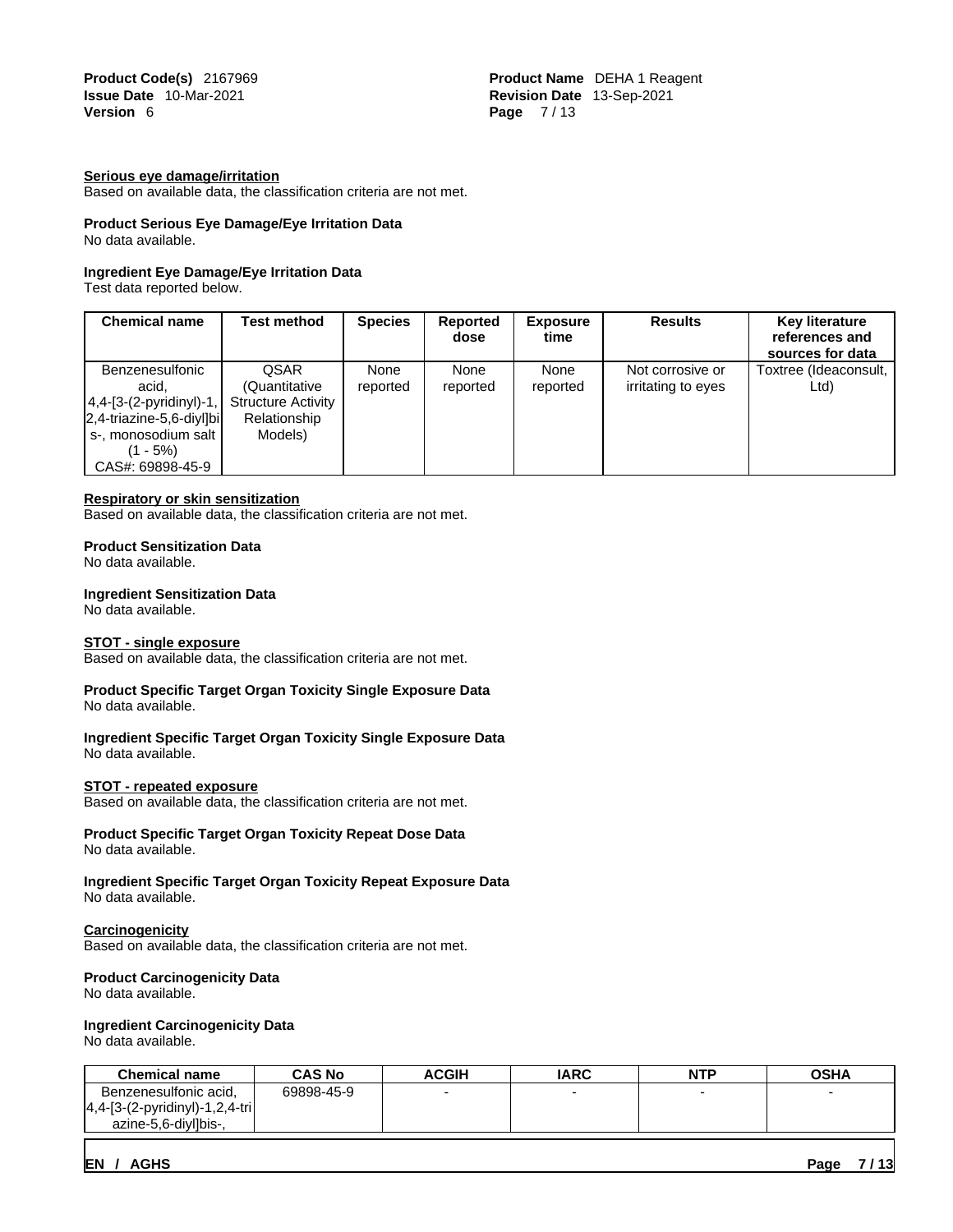**Serious eye damage/irritation**

Based on available data, the classification criteria are not met.

**Product Serious Eye Damage/Eye Irritation Data**

No data available.

**Ingredient Eye Damage/Eye Irritation Data**

Test data reported below.

| Chemical name | Test method | Species | Reported dose | Exposure time | Results | Key literature references and sources for data |
|---|---|---|---|---|---|---|
| Benzenesulfonic acid, 4,4-[3-(2-pyridinyl)-1,2,4-triazine-5,6-diyl]bis-, monosodium salt (1 - 5%) CAS#: 69898-45-9 | QSAR (Quantitative Structure Activity Relationship Models) | None reported | None reported | None reported | Not corrosive or irritating to eyes | Toxtree (Ideaconsult, Ltd) |

**Respiratory or skin sensitization**

Based on available data, the classification criteria are not met.

**Product Sensitization Data**

No data available.

**Ingredient Sensitization Data**

No data available.

**STOT - single exposure**

Based on available data, the classification criteria are not met.

**Product Specific Target Organ Toxicity Single Exposure Data**

No data available.

**Ingredient Specific Target Organ Toxicity Single Exposure Data**

No data available.

**STOT - repeated exposure**

Based on available data, the classification criteria are not met.

**Product Specific Target Organ Toxicity Repeat Dose Data**

No data available.

**Ingredient Specific Target Organ Toxicity Repeat Exposure Data**

No data available.

**Carcinogenicity**

Based on available data, the classification criteria are not met.

**Product Carcinogenicity Data**

No data available.

**Ingredient Carcinogenicity Data**

No data available.

| Chemical name | CAS No | ACGIH | IARC | NTP | OSHA |
|---|---|---|---|---|---|
| Benzenesulfonic acid, 4,4-[3-(2-pyridinyl)-1,2,4-triazine-5,6-diyl]bis-, | 69898-45-9 | - | - | - | - |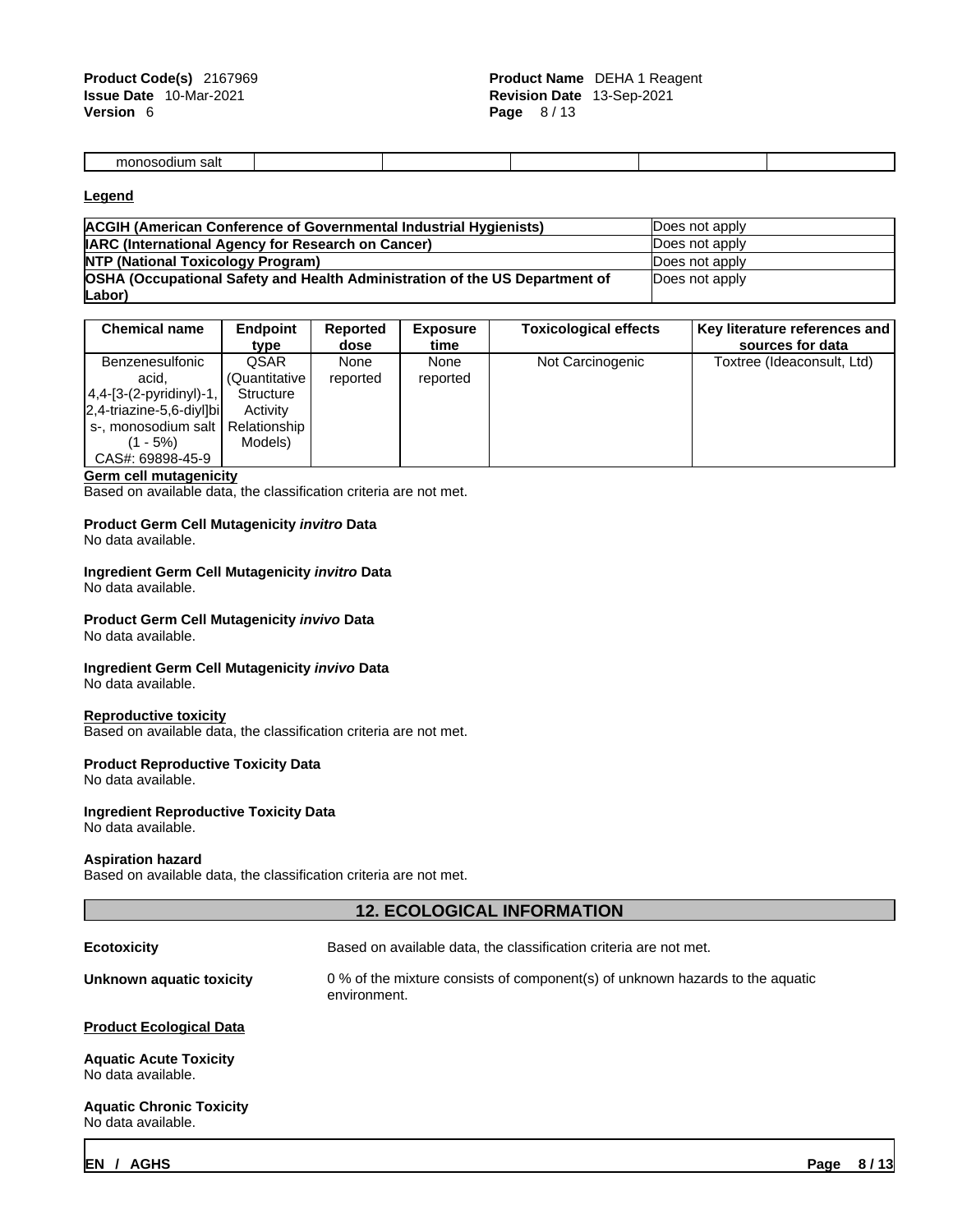| monosodium salt | | | | | |
|---|---|---|---|---|---|

**Legend**

| | |
|---|---|
| **ACGIH (American Conference of Governmental Industrial Hygienists)** | Does not apply |
| **IARC (International Agency for Research on Cancer)** | Does not apply |
| **NTP (National Toxicology Program)** | Does not apply |
| **OSHA (Occupational Safety and Health Administration of the US Department of Labor)** | Does not apply |

| Chemical name | Endpoint type | Reported dose | Exposure time | Toxicological effects | Key literature references and sources for data |
|---|---|---|---|---|---|
| Benzenesulfonic acid, 4,4-[3-(2-pyridinyl)-1,2,4-triazine-5,6-diyl]bis-, monosodium salt (1 - 5%) CAS#: 69898-45-9 | QSAR (Quantitative Structure Activity Relationship Models) | None reported | None reported | Not Carcinogenic | Toxtree (Ideaconsult, Ltd) |

**Germ cell mutagenicity**
Based on available data, the classification criteria are not met.

**Product Germ Cell Mutagenicity *invitro* Data**
No data available.

**Ingredient Germ Cell Mutagenicity *invitro* Data**
No data available.

**Product Germ Cell Mutagenicity *invivo* Data**
No data available.

**Ingredient Germ Cell Mutagenicity *invivo* Data**
No data available.

**Reproductive toxicity**
Based on available data, the classification criteria are not met.

**Product Reproductive Toxicity Data**
No data available.

**Ingredient Reproductive Toxicity Data**
No data available.

**Aspiration hazard**
Based on available data, the classification criteria are not met.

## 12. ECOLOGICAL INFORMATION

**Ecotoxicity** Based on available data, the classification criteria are not met.

**Unknown aquatic toxicity** 0 % of the mixture consists of component(s) of unknown hazards to the aquatic environment.

**Product Ecological Data**

**Aquatic Acute Toxicity**
No data available.

**Aquatic Chronic Toxicity**
No data available.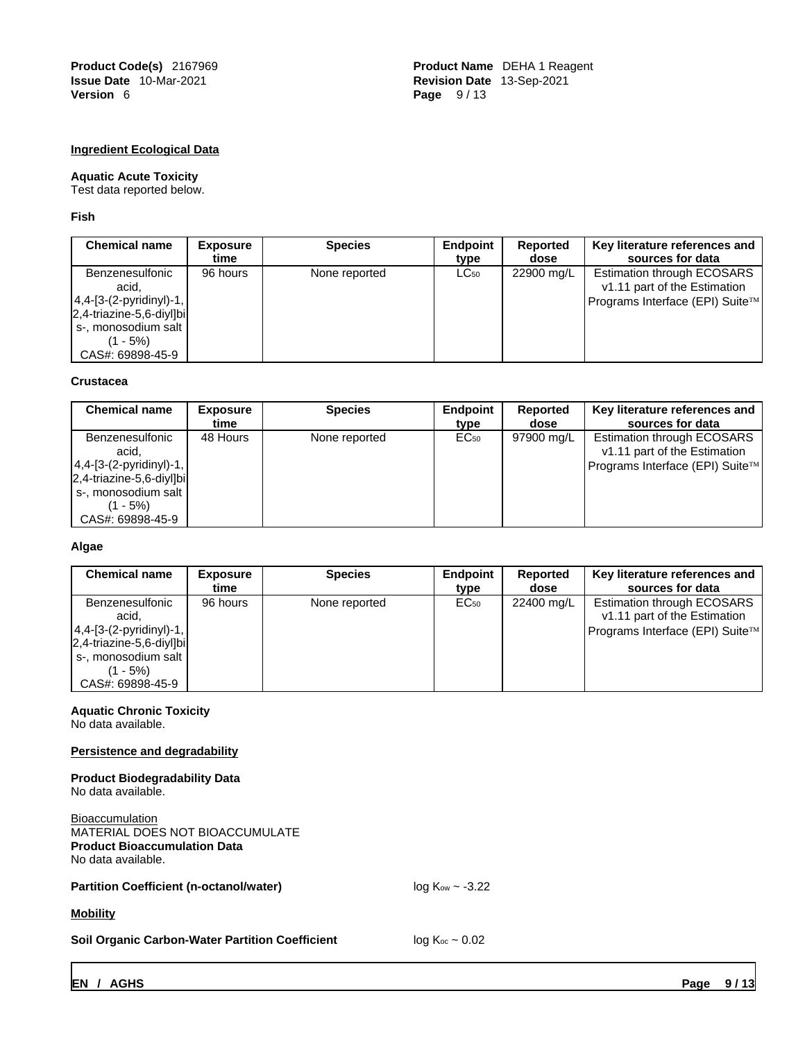### Ingredient Ecological Data

**Aquatic Acute Toxicity**

Test data reported below.

**Fish**

| Chemical name | Exposure time | Species | Endpoint type | Reported dose | Key literature references and sources for data |
|---|---|---|---|---|---|
| Benzenesulfonic acid, 4,4-[3-(2-pyridinyl)-1, 2,4-triazine-5,6-diyl]bis-, monosodium salt (1 - 5%) CAS#: 69898-45-9 | 96 hours | None reported | $LC_{50}$ | 22900 mg/L | Estimation through ECOSARS v1.11 part of the Estimation Programs Interface (EPI) Suite™ |

**Crustacea**

| Chemical name | Exposure time | Species | Endpoint type | Reported dose | Key literature references and sources for data |
|---|---|---|---|---|---|
| Benzenesulfonic acid, 4,4-[3-(2-pyridinyl)-1, 2,4-triazine-5,6-diyl]bis-, monosodium salt (1 - 5%) CAS#: 69898-45-9 | 48 Hours | None reported | $EC_{50}$ | 97900 mg/L | Estimation through ECOSARS v1.11 part of the Estimation Programs Interface (EPI) Suite™ |

**Algae**

| Chemical name | Exposure time | Species | Endpoint type | Reported dose | Key literature references and sources for data |
|---|---|---|---|---|---|
| Benzenesulfonic acid, 4,4-[3-(2-pyridinyl)-1, 2,4-triazine-5,6-diyl]bis-, monosodium salt (1 - 5%) CAS#: 69898-45-9 | 96 hours | None reported | $EC_{50}$ | 22400 mg/L | Estimation through ECOSARS v1.11 part of the Estimation Programs Interface (EPI) Suite™ |

**Aquatic Chronic Toxicity**

No data available.

### Persistence and degradability

**Product Biodegradability Data**

No data available.

Bioaccumulation

MATERIAL DOES NOT BIOACCUMULATE

**Product Bioaccumulation Data**

No data available.

**Partition Coefficient (n-octanol/water)** $\log K_{ow} \sim -3.22$

### Mobility

**Soil Organic Carbon-Water Partition Coefficient** $\log K_{oc} \sim 0.02$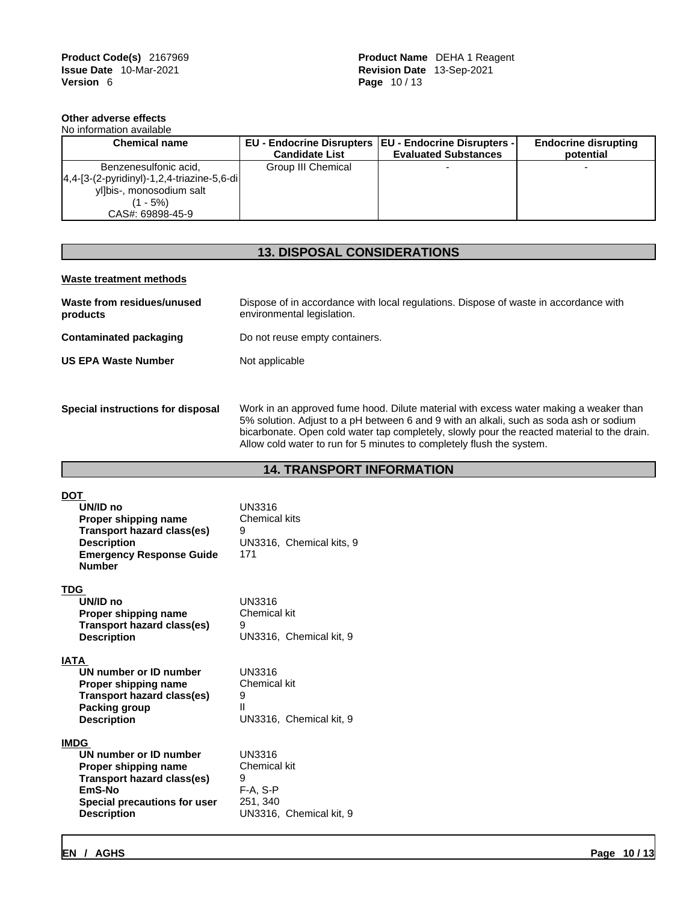**Other adverse effects**

No information available

| Chemical name | EU - Endocrine Disrupters Candidate List | EU - Endocrine Disrupters - Evaluated Substances | Endocrine disrupting potential |
|---|---|---|---|
| Benzenesulfonic acid, 4,4-[3-(2-pyridinyl)-1,2,4-triazine-5,6-diyl]bis-, monosodium salt (1 - 5%) CAS#: 69898-45-9 | Group III Chemical | - | - |

## 13. DISPOSAL CONSIDERATIONS

**Waste treatment methods**

**Waste from residues/unused products** Dispose of in accordance with local regulations. Dispose of waste in accordance with environmental legislation.

**Contaminated packaging** Do not reuse empty containers.

**US EPA Waste Number** Not applicable

**Special instructions for disposal** Work in an approved fume hood. Dilute material with excess water making a weaker than 5% solution. Adjust to a pH between 6 and 9 with an alkali, such as soda ash or sodium bicarbonate. Open cold water tap completely, slowly pour the reacted material to the drain. Allow cold water to run for 5 minutes to completely flush the system.

## 14. TRANSPORT INFORMATION

**DOT**

**UN/ID no** UN3316
**Proper shipping name** Chemical kits
**Transport hazard class(es)** 9
**Description** UN3316, Chemical kits, 9
**Emergency Response Guide Number** 171

**TDG**

**UN/ID no** UN3316
**Proper shipping name** Chemical kit
**Transport hazard class(es)** 9
**Description** UN3316, Chemical kit, 9

**IATA**

**UN number or ID number** UN3316
**Proper shipping name** Chemical kit
**Transport hazard class(es)** 9
**Packing group** II
**Description** UN3316, Chemical kit, 9

**IMDG**

**UN number or ID number** UN3316
**Proper shipping name** Chemical kit
**Transport hazard class(es)** 9
**EmS-No** F-A, S-P
**Special precautions for user** 251, 340
**Description** UN3316, Chemical kit, 9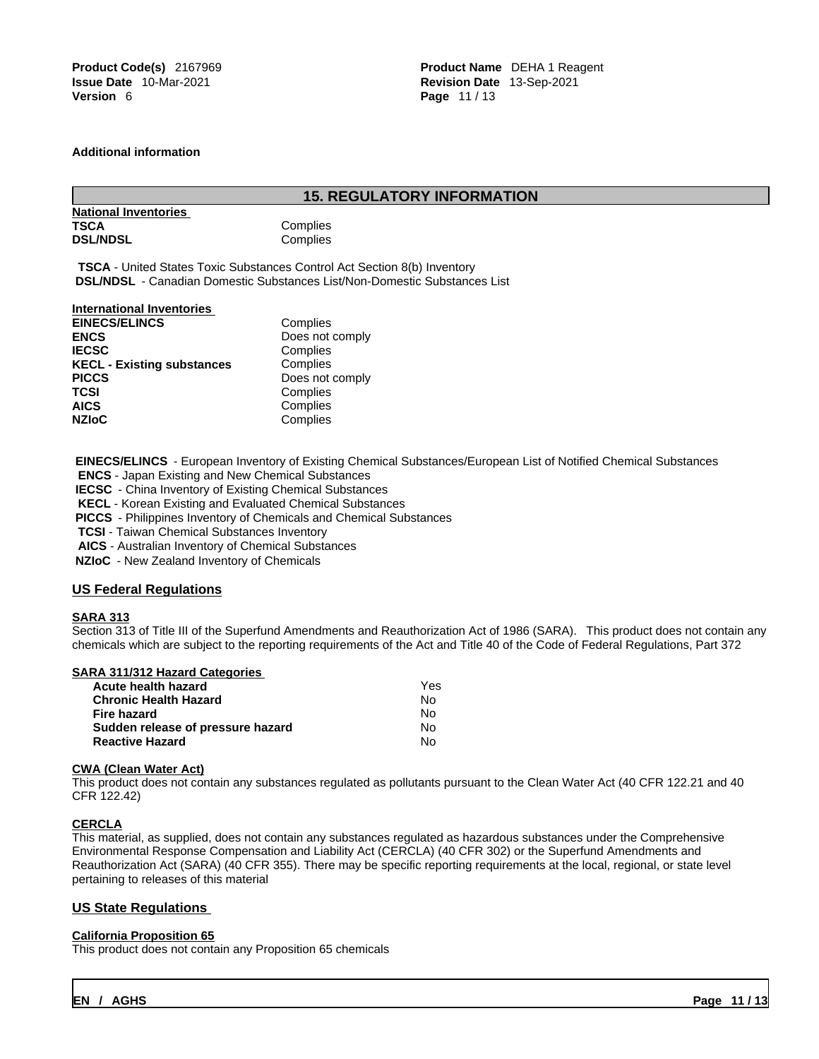**Additional information**

## 15. REGULATORY INFORMATION

**National Inventories**

| | |
|---|---|
| **TSCA** | Complies |
| **DSL/NDSL** | Complies |

**TSCA** - United States Toxic Substances Control Act Section 8(b) Inventory
**DSL/NDSL** - Canadian Domestic Substances List/Non-Domestic Substances List

**International Inventories**

| | |
|---|---|
| **EINECS/ELINCS** | Complies |
| **ENCS** | Does not comply |
| **IECSC** | Complies |
| **KECL - Existing substances** | Complies |
| **PICCS** | Does not comply |
| **TCSI** | Complies |
| **AICS** | Complies |
| **NZIoC** | Complies |

**EINECS/ELINCS** - European Inventory of Existing Chemical Substances/European List of Notified Chemical Substances
**ENCS** - Japan Existing and New Chemical Substances
**IECSC** - China Inventory of Existing Chemical Substances
**KECL** - Korean Existing and Evaluated Chemical Substances
**PICCS** - Philippines Inventory of Chemicals and Chemical Substances
**TCSI** - Taiwan Chemical Substances Inventory
**AICS** - Australian Inventory of Chemical Substances
**NZIoC** - New Zealand Inventory of Chemicals

### US Federal Regulations

**SARA 313**
Section 313 of Title III of the Superfund Amendments and Reauthorization Act of 1986 (SARA). This product does not contain any chemicals which are subject to the reporting requirements of the Act and Title 40 of the Code of Federal Regulations, Part 372

**SARA 311/312 Hazard Categories**

| | |
|---|---|
| **Acute health hazard** | Yes |
| **Chronic Health Hazard** | No |
| **Fire hazard** | No |
| **Sudden release of pressure hazard** | No |
| **Reactive Hazard** | No |

**CWA (Clean Water Act)**
This product does not contain any substances regulated as pollutants pursuant to the Clean Water Act (40 CFR 122.21 and 40 CFR 122.42)

**CERCLA**
This material, as supplied, does not contain any substances regulated as hazardous substances under the Comprehensive Environmental Response Compensation and Liability Act (CERCLA) (40 CFR 302) or the Superfund Amendments and Reauthorization Act (SARA) (40 CFR 355). There may be specific reporting requirements at the local, regional, or state level pertaining to releases of this material

### US State Regulations

**California Proposition 65**
This product does not contain any Proposition 65 chemicals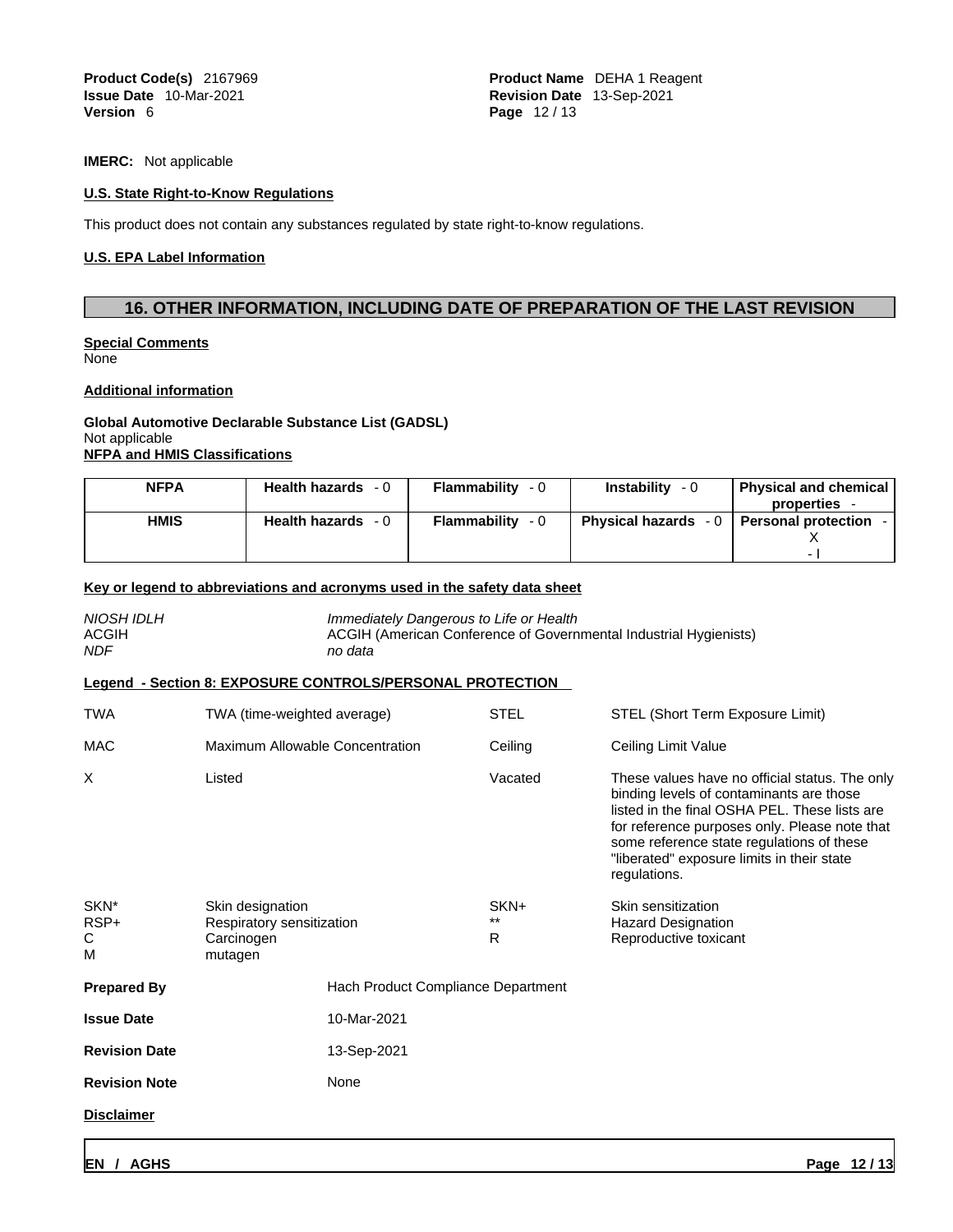**IMERC:** Not applicable

**U.S. State Right-to-Know Regulations**

This product does not contain any substances regulated by state right-to-know regulations.

**U.S. EPA Label Information**

## 16. OTHER INFORMATION, INCLUDING DATE OF PREPARATION OF THE LAST REVISION

**Special Comments**
None

**Additional information**

**Global Automotive Declarable Substance List (GADSL)**
Not applicable

**NFPA and HMIS Classifications**

| NFPA | Health hazards - 0 | Flammability - 0 | Instability - 0 | Physical and chemical properties - |
|---|---|---|---|---|
| HMIS | Health hazards - 0 | Flammability - 0 | Physical hazards - 0 | Personal protection - X - I |

**Key or legend to abbreviations and acronyms used in the safety data sheet**

| | |
|---|---|
| *NIOSH IDLH* | *Immediately Dangerous to Life or Health* |
| ACGIH | ACGIH (American Conference of Governmental Industrial Hygienists) |
| *NDF* | *no data* |

**Legend - Section 8: EXPOSURE CONTROLS/PERSONAL PROTECTION**

| | | | |
|---|---|---|---|
| TWA | TWA (time-weighted average) | STEL | STEL (Short Term Exposure Limit) |
| MAC | Maximum Allowable Concentration | Ceiling | Ceiling Limit Value |
| X | Listed | Vacated | These values have no official status. The only binding levels of contaminants are those listed in the final OSHA PEL. These lists are for reference purposes only. Please note that some reference state regulations of these "liberated" exposure limits in their state regulations. |
| SKN* | Skin designation | SKN+ | Skin sensitization |
| RSP+ | Respiratory sensitization | ** | Hazard Designation |
| C | Carcinogen | R | Reproductive toxicant |
| M | mutagen | | |

**Prepared By** Hach Product Compliance Department

**Issue Date** 10-Mar-2021

**Revision Date** 13-Sep-2021

**Revision Note** None

**Disclaimer**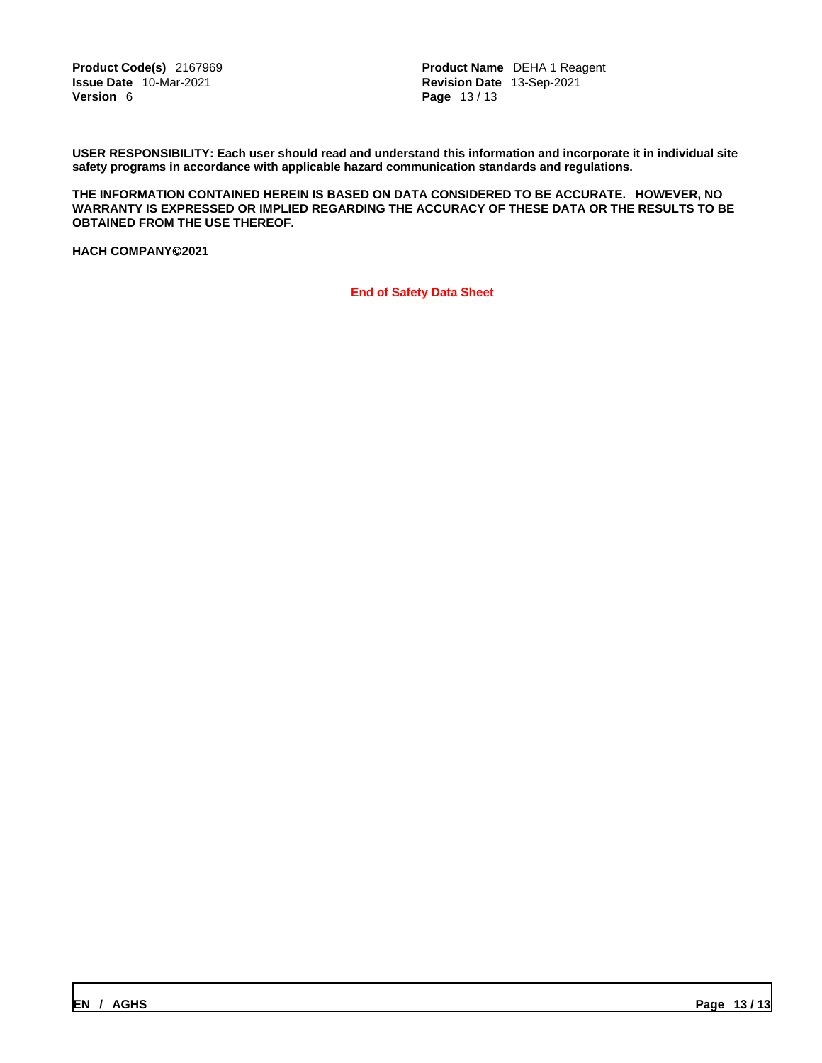**USER RESPONSIBILITY: Each user should read and understand this information and incorporate it in individual site safety programs in accordance with applicable hazard communication standards and regulations.**

**THE INFORMATION CONTAINED HEREIN IS BASED ON DATA CONSIDERED TO BE ACCURATE. HOWEVER, NO WARRANTY IS EXPRESSED OR IMPLIED REGARDING THE ACCURACY OF THESE DATA OR THE RESULTS TO BE OBTAINED FROM THE USE THEREOF.**

**HACH COMPANY©2021**

**End of Safety Data Sheet**